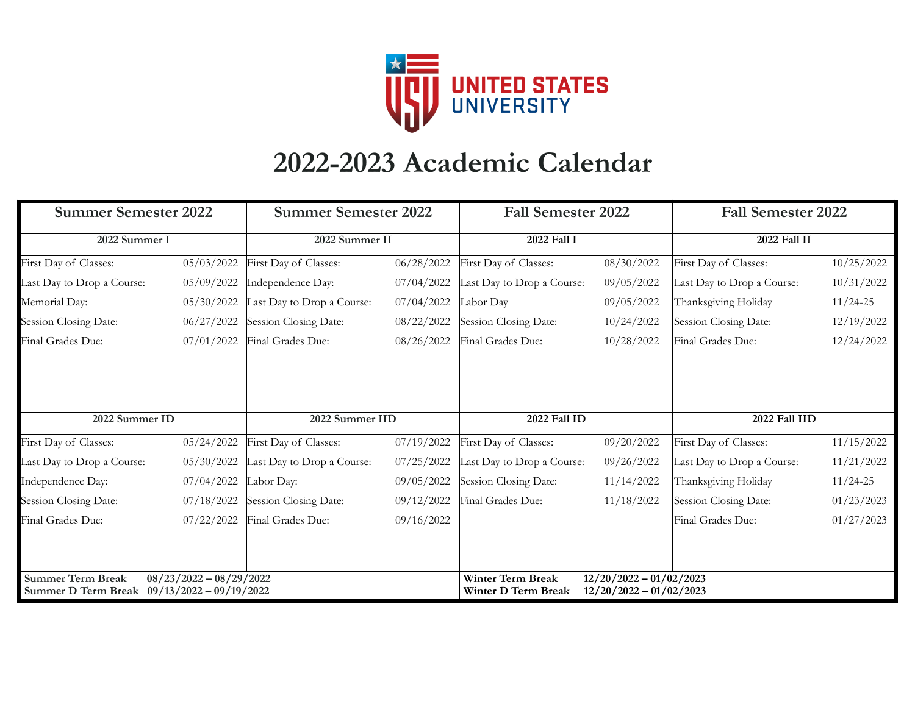UNITED STATES UNIVERSITY

# 2022-2023 Academic Calendar

## Summer Semester 2022

### 2022 Summer I

| Event | Date |
|---|---|
| First Day of Classes: | 05/03/2022 |
| Last Day to Drop a Course: | 05/09/2022 |
| Memorial Day: | 05/30/2022 |
| Session Closing Date: | 06/27/2022 |
| Final Grades Due: | 07/01/2022 |

### 2022 Summer ID

| Event | Date |
|---|---|
| First Day of Classes: | 05/24/2022 |
| Last Day to Drop a Course: | 05/30/2022 |
| Independence Day: | 07/04/2022 |
| Session Closing Date: | 07/18/2022 |
| Final Grades Due: | 07/22/2022 |

## Summer Semester 2022

### 2022 Summer II

| Event | Date |
|---|---|
| First Day of Classes: | 06/28/2022 |
| Independence Day: | 07/04/2022 |
| Last Day to Drop a Course: | 07/04/2022 |
| Session Closing Date: | 08/22/2022 |
| Final Grades Due: | 08/26/2022 |

### 2022 Summer IID

| Event | Date |
|---|---|
| First Day of Classes: | 07/19/2022 |
| Last Day to Drop a Course: | 07/25/2022 |
| Labor Day: | 09/05/2022 |
| Session Closing Date: | 09/12/2022 |
| Final Grades Due: | 09/16/2022 |

**Summer Term Break** 08/23/2022 – 08/29/2022
**Summer D Term Break** 09/13/2022 – 09/19/2022

## Fall Semester 2022

### 2022 Fall I

| Event | Date |
|---|---|
| First Day of Classes: | 08/30/2022 |
| Last Day to Drop a Course: | 09/05/2022 |
| Labor Day | 09/05/2022 |
| Session Closing Date: | 10/24/2022 |
| Final Grades Due: | 10/28/2022 |

### 2022 Fall ID

| Event | Date |
|---|---|
| First Day of Classes: | 09/20/2022 |
| Last Day to Drop a Course: | 09/26/2022 |
| Session Closing Date: | 11/14/2022 |
| Final Grades Due: | 11/18/2022 |

## Fall Semester 2022

### 2022 Fall II

| Event | Date |
|---|---|
| First Day of Classes: | 10/25/2022 |
| Last Day to Drop a Course: | 10/31/2022 |
| Thanksgiving Holiday | 11/24-25 |
| Session Closing Date: | 12/19/2022 |
| Final Grades Due: | 12/24/2022 |

### 2022 Fall IID

| Event | Date |
|---|---|
| First Day of Classes: | 11/15/2022 |
| Last Day to Drop a Course: | 11/21/2022 |
| Thanksgiving Holiday | 11/24-25 |
| Session Closing Date: | 01/23/2023 |
| Final Grades Due: | 01/27/2023 |

**Winter Term Break** 12/20/2022 – 01/02/2023
**Winter D Term Break** 12/20/2022 – 01/02/2023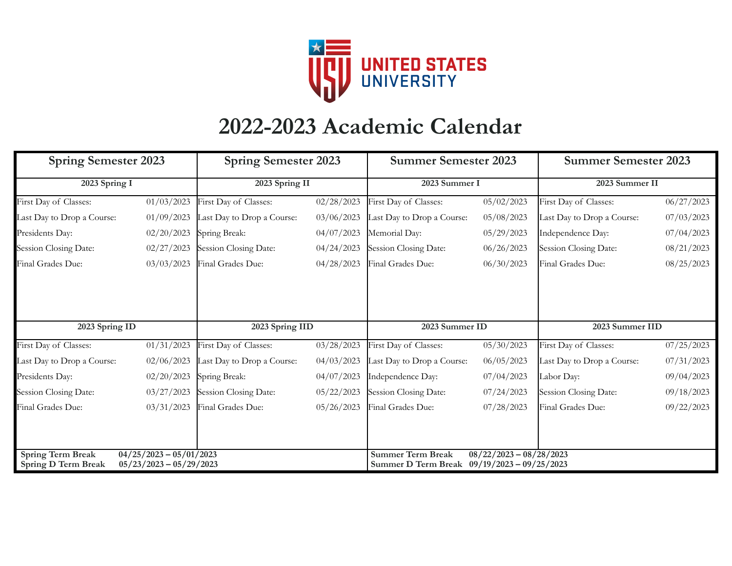UNITED STATES UNIVERSITY

# 2022-2023 Academic Calendar

| Spring Semester 2023 | | Spring Semester 2023 | | Summer Semester 2023 | | Summer Semester 2023 | |
|---|---|---|---|---|---|---|---|
| **2023 Spring I** | | **2023 Spring II** | | **2023 Summer I** | | **2023 Summer II** | |
| First Day of Classes: | 01/03/2023 | First Day of Classes: | 02/28/2023 | First Day of Classes: | 05/02/2023 | First Day of Classes: | 06/27/2023 |
| Last Day to Drop a Course: | 01/09/2023 | Last Day to Drop a Course: | 03/06/2023 | Last Day to Drop a Course: | 05/08/2023 | Last Day to Drop a Course: | 07/03/2023 |
| Presidents Day: | 02/20/2023 | Spring Break: | 04/07/2023 | Memorial Day: | 05/29/2023 | Independence Day: | 07/04/2023 |
| Session Closing Date: | 02/27/2023 | Session Closing Date: | 04/24/2023 | Session Closing Date: | 06/26/2023 | Session Closing Date: | 08/21/2023 |
| Final Grades Due: | 03/03/2023 | Final Grades Due: | 04/28/2023 | Final Grades Due: | 06/30/2023 | Final Grades Due: | 08/25/2023 |
| **2023 Spring ID** | | **2023 Spring IID** | | **2023 Summer ID** | | **2023 Summer IID** | |
| First Day of Classes: | 01/31/2023 | First Day of Classes: | 03/28/2023 | First Day of Classes: | 05/30/2023 | First Day of Classes: | 07/25/2023 |
| Last Day to Drop a Course: | 02/06/2023 | Last Day to Drop a Course: | 04/03/2023 | Last Day to Drop a Course: | 06/05/2023 | Last Day to Drop a Course: | 07/31/2023 |
| Presidents Day: | 02/20/2023 | Spring Break: | 04/07/2023 | Independence Day: | 07/04/2023 | Labor Day: | 09/04/2023 |
| Session Closing Date: | 03/27/2023 | Session Closing Date: | 05/22/2023 | Session Closing Date: | 07/24/2023 | Session Closing Date: | 09/18/2023 |
| Final Grades Due: | 03/31/2023 | Final Grades Due: | 05/26/2023 | Final Grades Due: | 07/28/2023 | Final Grades Due: | 09/22/2023 |
| **Spring Term Break** | **04/25/2023 – 05/01/2023** | | | **Summer Term Break** | **08/22/2023 – 08/28/2023** | | |
| **Spring D Term Break** | **05/23/2023 – 05/29/2023** | | | **Summer D Term Break** | **09/19/2023 – 09/25/2023** | | |